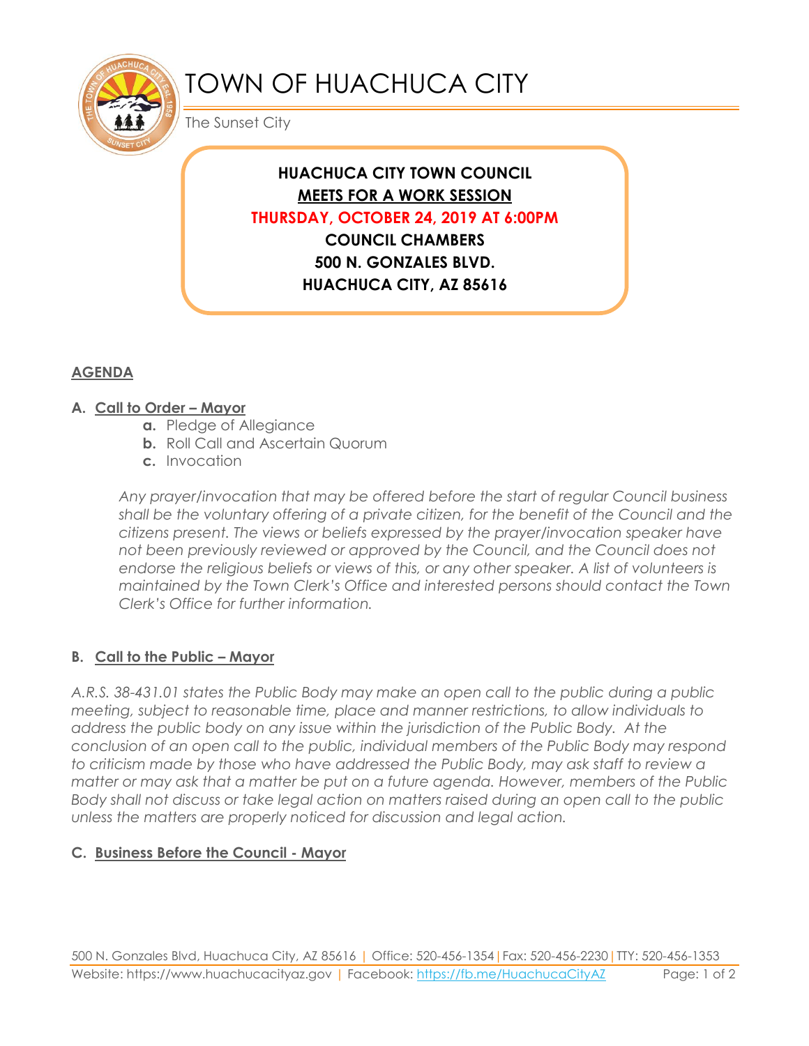# TOWN OF HUACHUCA CITY

The Sunset City

**HUACHUCA CITY TOWN COUNCIL**
**MEETS FOR A WORK SESSION**
**THURSDAY, OCTOBER 24, 2019 AT 6:00PM**
**COUNCIL CHAMBERS**
**500 N. GONZALES BLVD.**
**HUACHUCA CITY, AZ 85616**

## AGENDA

### A. Call to Order – Mayor

- **a.** Pledge of Allegiance
- **b.** Roll Call and Ascertain Quorum
- **c.** Invocation

*Any prayer/invocation that may be offered before the start of regular Council business shall be the voluntary offering of a private citizen, for the benefit of the Council and the citizens present. The views or beliefs expressed by the prayer/invocation speaker have not been previously reviewed or approved by the Council, and the Council does not endorse the religious beliefs or views of this, or any other speaker. A list of volunteers is maintained by the Town Clerk's Office and interested persons should contact the Town Clerk's Office for further information.*

### B. Call to the Public – Mayor

*A.R.S. 38-431.01 states the Public Body may make an open call to the public during a public meeting, subject to reasonable time, place and manner restrictions, to allow individuals to address the public body on any issue within the jurisdiction of the Public Body. At the conclusion of an open call to the public, individual members of the Public Body may respond to criticism made by those who have addressed the Public Body, may ask staff to review a matter or may ask that a matter be put on a future agenda. However, members of the Public Body shall not discuss or take legal action on matters raised during an open call to the public unless the matters are properly noticed for discussion and legal action.*

### C. Business Before the Council - Mayor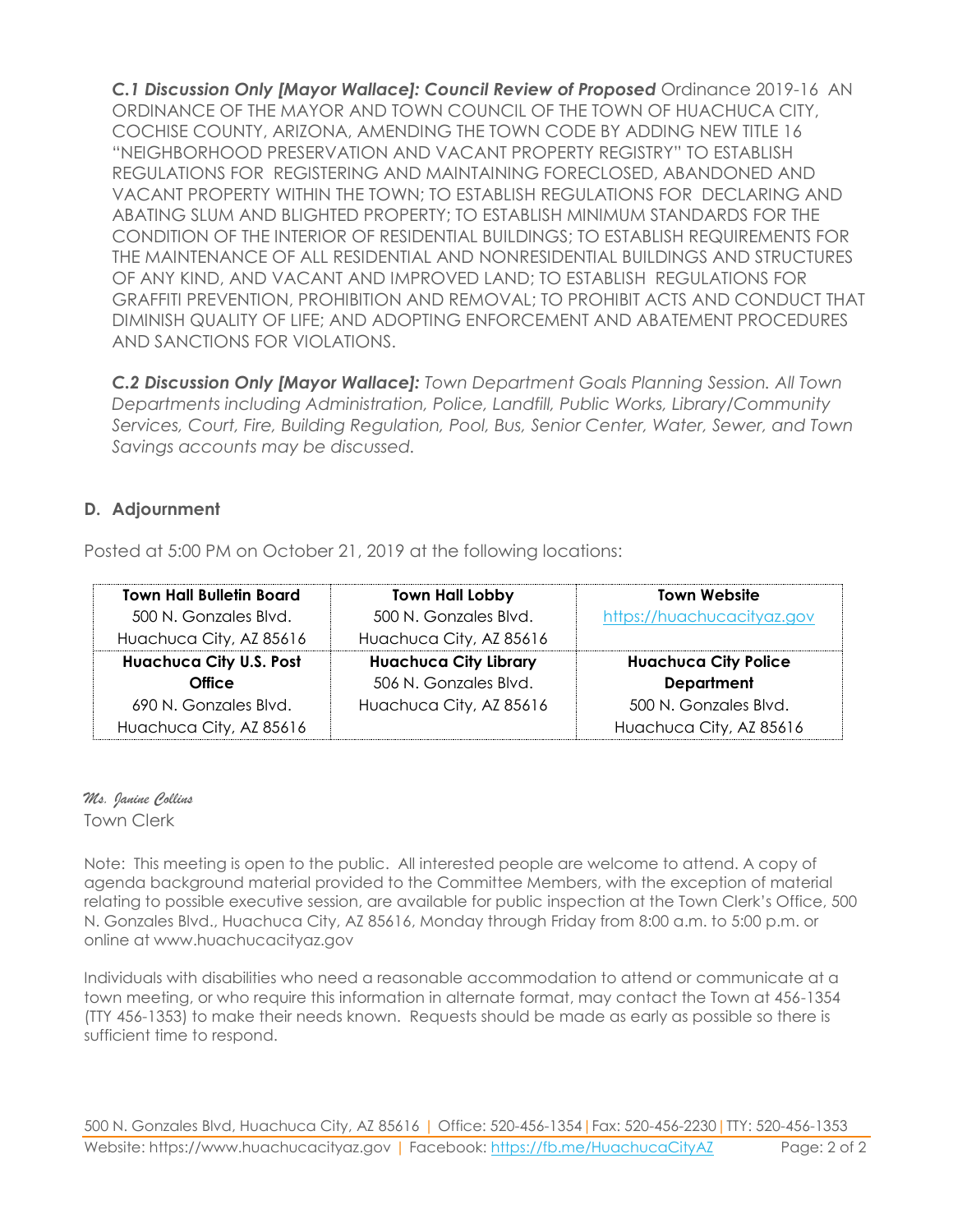***C.1 Discussion Only [Mayor Wallace]: Council Review of Proposed*** Ordinance 2019-16 AN ORDINANCE OF THE MAYOR AND TOWN COUNCIL OF THE TOWN OF HUACHUCA CITY, COCHISE COUNTY, ARIZONA, AMENDING THE TOWN CODE BY ADDING NEW TITLE 16 "NEIGHBORHOOD PRESERVATION AND VACANT PROPERTY REGISTRY" TO ESTABLISH REGULATIONS FOR REGISTERING AND MAINTAINING FORECLOSED, ABANDONED AND VACANT PROPERTY WITHIN THE TOWN; TO ESTABLISH REGULATIONS FOR DECLARING AND ABATING SLUM AND BLIGHTED PROPERTY; TO ESTABLISH MINIMUM STANDARDS FOR THE CONDITION OF THE INTERIOR OF RESIDENTIAL BUILDINGS; TO ESTABLISH REQUIREMENTS FOR THE MAINTENANCE OF ALL RESIDENTIAL AND NONRESIDENTIAL BUILDINGS AND STRUCTURES OF ANY KIND, AND VACANT AND IMPROVED LAND; TO ESTABLISH REGULATIONS FOR GRAFFITI PREVENTION, PROHIBITION AND REMOVAL; TO PROHIBIT ACTS AND CONDUCT THAT DIMINISH QUALITY OF LIFE; AND ADOPTING ENFORCEMENT AND ABATEMENT PROCEDURES AND SANCTIONS FOR VIOLATIONS.

***C.2 Discussion Only [Mayor Wallace]:*** *Town Department Goals Planning Session. All Town Departments including Administration, Police, Landfill, Public Works, Library/Community Services, Court, Fire, Building Regulation, Pool, Bus, Senior Center, Water, Sewer, and Town Savings accounts may be discussed.*

## D. Adjournment

Posted at 5:00 PM on October 21, 2019 at the following locations:

| | | |
|---|---|---|
| **Town Hall Bulletin Board**<br>500 N. Gonzales Blvd.<br>Huachuca City, AZ 85616 | **Town Hall Lobby**<br>500 N. Gonzales Blvd.<br>Huachuca City, AZ 85616 | **Town Website**<br>https://huachucacityaz.gov |
| **Huachuca City U.S. Post Office**<br>690 N. Gonzales Blvd.<br>Huachuca City, AZ 85616 | **Huachuca City Library**<br>506 N. Gonzales Blvd.<br>Huachuca City, AZ 85616 | **Huachuca City Police Department**<br>500 N. Gonzales Blvd.<br>Huachuca City, AZ 85616 |

*Ms. Janine Collins*
Town Clerk

Note: This meeting is open to the public. All interested people are welcome to attend. A copy of agenda background material provided to the Committee Members, with the exception of material relating to possible executive session, are available for public inspection at the Town Clerk's Office, 500 N. Gonzales Blvd., Huachuca City, AZ 85616, Monday through Friday from 8:00 a.m. to 5:00 p.m. or online at www.huachucacityaz.gov

Individuals with disabilities who need a reasonable accommodation to attend or communicate at a town meeting, or who require this information in alternate format, may contact the Town at 456-1354 (TTY 456-1353) to make their needs known. Requests should be made as early as possible so there is sufficient time to respond.